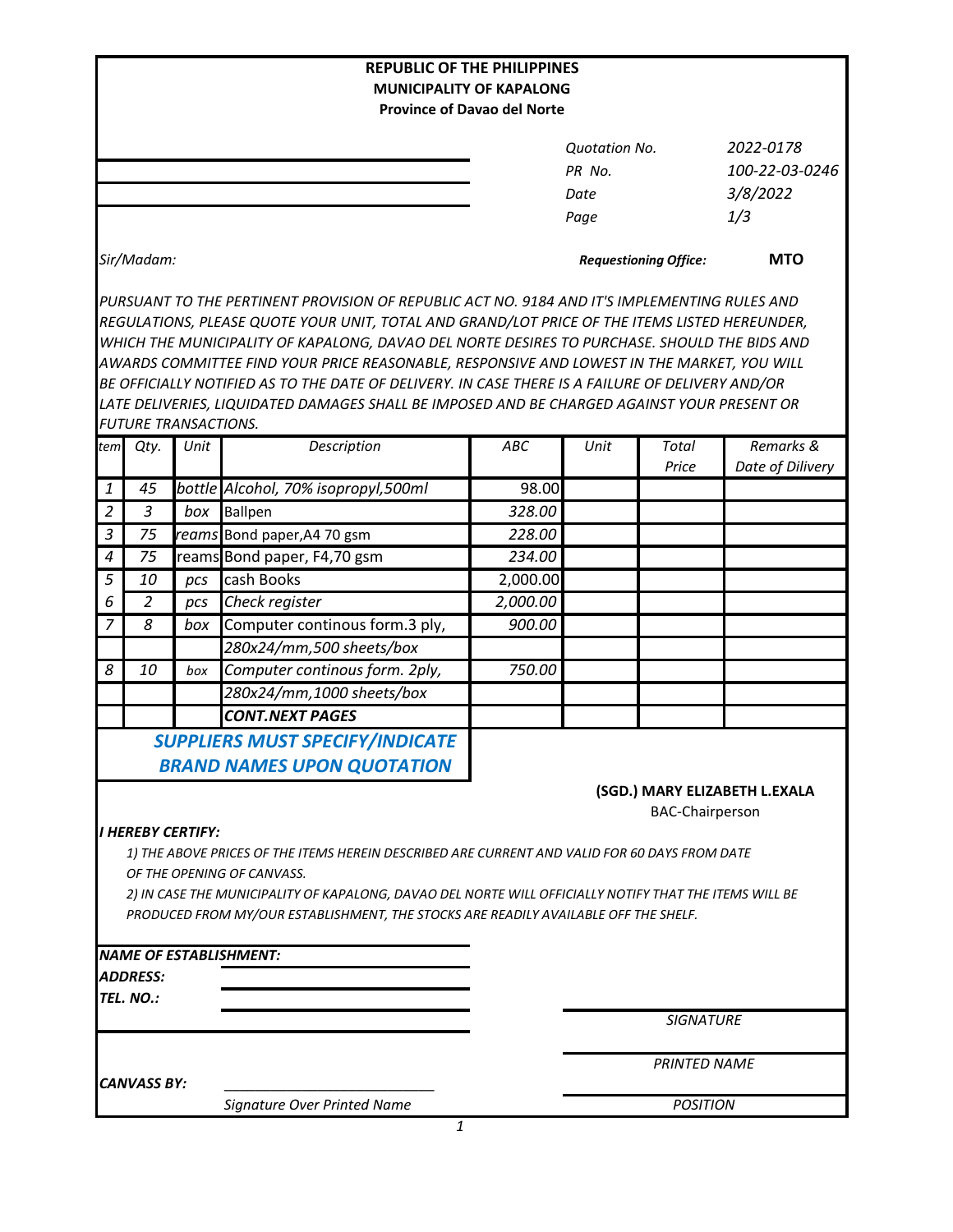**REPUBLIC OF THE PHILIPPINES**
**MUNICIPALITY OF KAPALONG**
**Province of Davao del Norte**

| | |
|---|---|
| *Quotation No.* | *2022-0178* |
| *PR No.* | *100-22-03-0246* |
| *Date* | *3/8/2022* |
| *Page* | *1/3* |

*Sir/Madam:*

***Requestioning Office:*** **MTO**

*PURSUANT TO THE PERTINENT PROVISION OF REPUBLIC ACT NO. 9184 AND IT'S IMPLEMENTING RULES AND REGULATIONS, PLEASE QUOTE YOUR UNIT, TOTAL AND GRAND/LOT PRICE OF THE ITEMS LISTED HEREUNDER, WHICH THE MUNICIPALITY OF KAPALONG, DAVAO DEL NORTE DESIRES TO PURCHASE. SHOULD THE BIDS AND AWARDS COMMITTEE FIND YOUR PRICE REASONABLE, RESPONSIVE AND LOWEST IN THE MARKET, YOU WILL BE OFFICIALLY NOTIFIED AS TO THE DATE OF DELIVERY. IN CASE THERE IS A FAILURE OF DELIVERY AND/OR LATE DELIVERIES, LIQUIDATED DAMAGES SHALL BE IMPOSED AND BE CHARGED AGAINST YOUR PRESENT OR FUTURE TRANSACTIONS.*

| tem | Qty. | Unit | Description | ABC | Unit | Total Price | Remarks & Date of Dilivery |
|---|---|---|---|---|---|---|---|
| 1 | 45 | bottle | Alcohol, 70% isopropyl,500ml | 98.00 | | | |
| 2 | 3 | box | Ballpen | 328.00 | | | |
| 3 | 75 | reams | Bond paper,A4 70 gsm | 228.00 | | | |
| 4 | 75 | reams | Bond paper, F4,70 gsm | 234.00 | | | |
| 5 | 10 | pcs | cash Books | 2,000.00 | | | |
| 6 | 2 | pcs | Check register | 2,000.00 | | | |
| 7 | 8 | box | Computer continous form.3 ply, 280x24/mm,500 sheets/box | 900.00 | | | |
| 8 | 10 | box | Computer continous form. 2ply, 280x24/mm,1000 sheets/box | 750.00 | | | |
| | | | **CONT.NEXT PAGES** | | | | |

***SUPPLIERS MUST SPECIFY/INDICATE BRAND NAMES UPON QUOTATION***

**(SGD.) MARY ELIZABETH L.EXALA**
BAC-Chairperson

***I HEREBY CERTIFY:***

1) THE ABOVE PRICES OF THE ITEMS HEREIN DESCRIBED ARE CURRENT AND VALID FOR 60 DAYS FROM DATE OF THE OPENING OF CANVASS.

2) IN CASE THE MUNICIPALITY OF KAPALONG, DAVAO DEL NORTE WILL OFFICIALLY NOTIFY THAT THE ITEMS WILL BE PRODUCED FROM MY/OUR ESTABLISHMENT, THE STOCKS ARE READILY AVAILABLE OFF THE SHELF.

***NAME OF ESTABLISHMENT:*** \_\_\_\_\_\_\_\_\_\_

***ADDRESS:*** \_\_\_\_\_\_\_\_\_\_

***TEL. NO.:*** \_\_\_\_\_\_\_\_\_\_

*SIGNATURE*

*PRINTED NAME*

***CANVASS BY:*** \_\_\_\_\_\_\_\_\_\_\_\_\_\_\_\_\_\_\_\_\_\_\_\_\_\_\_\_

*Signature Over Printed Name*

*POSITION*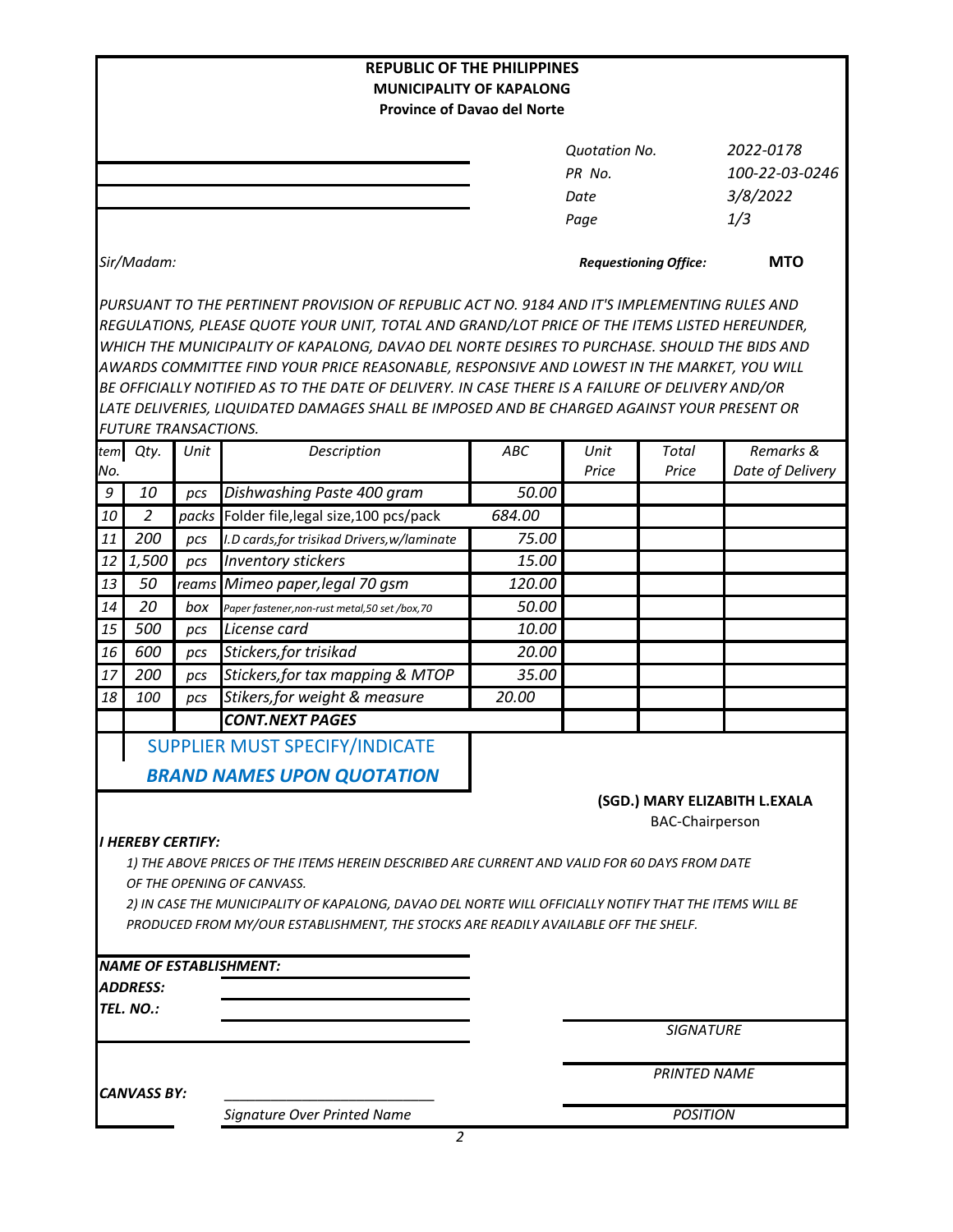**REPUBLIC OF THE PHILIPPINES**
**MUNICIPALITY OF KAPALONG**
**Province of Davao del Norte**

| | |
|---|---|
| *Quotation No.* | *2022-0178* |
| *PR No.* | *100-22-03-0246* |
| *Date* | *3/8/2022* |
| *Page* | *1/3* |

*Sir/Madam:*

***Requestioning Office:*** **MTO**

*PURSUANT TO THE PERTINENT PROVISION OF REPUBLIC ACT NO. 9184 AND IT'S IMPLEMENTING RULES AND REGULATIONS, PLEASE QUOTE YOUR UNIT, TOTAL AND GRAND/LOT PRICE OF THE ITEMS LISTED HEREUNDER, WHICH THE MUNICIPALITY OF KAPALONG, DAVAO DEL NORTE DESIRES TO PURCHASE. SHOULD THE BIDS AND AWARDS COMMITTEE FIND YOUR PRICE REASONABLE, RESPONSIVE AND LOWEST IN THE MARKET, YOU WILL BE OFFICIALLY NOTIFIED AS TO THE DATE OF DELIVERY. IN CASE THERE IS A FAILURE OF DELIVERY AND/OR LATE DELIVERIES, LIQUIDATED DAMAGES SHALL BE IMPOSED AND BE CHARGED AGAINST YOUR PRESENT OR FUTURE TRANSACTIONS.*

| Item No. | Qty. | Unit | Description | ABC | Unit Price | Total Price | Remarks & Date of Delivery |
|---|---|---|---|---|---|---|---|
| 9 | 10 | pcs | Dishwashing Paste 400 gram | 50.00 | | | |
| 10 | 2 | packs | Folder file,legal size,100 pcs/pack | 684.00 | | | |
| 11 | 200 | pcs | I.D cards,for trisikad Drivers,w/laminate | 75.00 | | | |
| 12 | 1,500 | pcs | Inventory stickers | 15.00 | | | |
| 13 | 50 | reams | Mimeo paper,legal 70 gsm | 120.00 | | | |
| 14 | 20 | box | Paper fastener,non-rust metal,50 set /box,70 | 50.00 | | | |
| 15 | 500 | pcs | License card | 10.00 | | | |
| 16 | 600 | pcs | Stickers,for trisikad | 20.00 | | | |
| 17 | 200 | pcs | Stickers,for tax mapping & MTOP | 35.00 | | | |
| 18 | 100 | pcs | Stikers,for weight & measure | 20.00 | | | |
| | | | **CONT.NEXT PAGES** | | | | |

SUPPLIER MUST SPECIFY/INDICATE

***BRAND NAMES UPON QUOTATION***

**(SGD.) MARY ELIZABITH L.EXALA**
BAC-Chairperson

***I HEREBY CERTIFY:***

*1) THE ABOVE PRICES OF THE ITEMS HEREIN DESCRIBED ARE CURRENT AND VALID FOR 60 DAYS FROM DATE OF THE OPENING OF CANVASS.*

*2) IN CASE THE MUNICIPALITY OF KAPALONG, DAVAO DEL NORTE WILL OFFICIALLY NOTIFY THAT THE ITEMS WILL BE PRODUCED FROM MY/OUR ESTABLISHMENT, THE STOCKS ARE READILY AVAILABLE OFF THE SHELF.*

***NAME OF ESTABLISHMENT:***
***ADDRESS:***
***TEL. NO.:***

*SIGNATURE*

*PRINTED NAME*

***CANVASS BY:*** ___________________________
*Signature Over Printed Name*

*POSITION*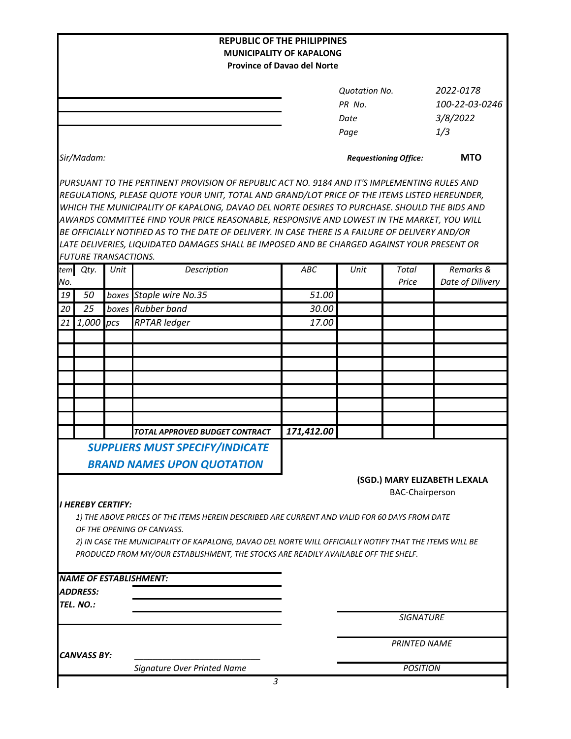**REPUBLIC OF THE PHILIPPINES**
**MUNICIPALITY OF KAPALONG**
**Province of Davao del Norte**

| | |
|---|---|
| *Quotation No.* | *2022-0178* |
| *PR No.* | *100-22-03-0246* |
| *Date* | *3/8/2022* |
| *Page* | *1/3* |

*Sir/Madam:*

***Requestioning Office:*** **MTO**

*PURSUANT TO THE PERTINENT PROVISION OF REPUBLIC ACT NO. 9184 AND IT'S IMPLEMENTING RULES AND REGULATIONS, PLEASE QUOTE YOUR UNIT, TOTAL AND GRAND/LOT PRICE OF THE ITEMS LISTED HEREUNDER, WHICH THE MUNICIPALITY OF KAPALONG, DAVAO DEL NORTE DESIRES TO PURCHASE. SHOULD THE BIDS AND AWARDS COMMITTEE FIND YOUR PRICE REASONABLE, RESPONSIVE AND LOWEST IN THE MARKET, YOU WILL BE OFFICIALLY NOTIFIED AS TO THE DATE OF DELIVERY. IN CASE THERE IS A FAILURE OF DELIVERY AND/OR LATE DELIVERIES, LIQUIDATED DAMAGES SHALL BE IMPOSED AND BE CHARGED AGAINST YOUR PRESENT OR FUTURE TRANSACTIONS.*

| Item No. | Qty. | Unit | Description | ABC | Unit | Total Price | Remarks & Date of Dilivery |
|---|---|---|---|---|---|---|---|
| 19 | 50 | boxes | Staple wire No.35 | 51.00 | | | |
| 20 | 25 | boxes | Rubber band | 30.00 | | | |
| 21 | 1,000 | pcs | RPTAR ledger | 17.00 | | | |
| | | | | | | | |
| | | | | | | | |
| | | | | | | | |
| | | | | | | | |
| | | | | | | | |
| | | | | | | | |
| | | | | | | | |
| | | | *TOTAL APPROVED BUDGET CONTRACT* | 171,412.00 | | | |

***SUPPLIERS MUST SPECIFY/INDICATE BRAND NAMES UPON QUOTATION***

**(SGD.) MARY ELIZABETH L.EXALA**
BAC-Chairperson

***I HEREBY CERTIFY:***

*1) THE ABOVE PRICES OF THE ITEMS HEREIN DESCRIBED ARE CURRENT AND VALID FOR 60 DAYS FROM DATE OF THE OPENING OF CANVASS.*

*2) IN CASE THE MUNICIPALITY OF KAPALONG, DAVAO DEL NORTE WILL OFFICIALLY NOTIFY THAT THE ITEMS WILL BE PRODUCED FROM MY/OUR ESTABLISHMENT, THE STOCKS ARE READILY AVAILABLE OFF THE SHELF.*

***NAME OF ESTABLISHMENT:*** ____________________

***ADDRESS:*** ____________________

***TEL. NO.:*** ____________________

____________________
*SIGNATURE*

____________________
*PRINTED NAME*

____________________
*POSITION*

***CANVASS BY:*** ____________________
*Signature Over Printed Name*